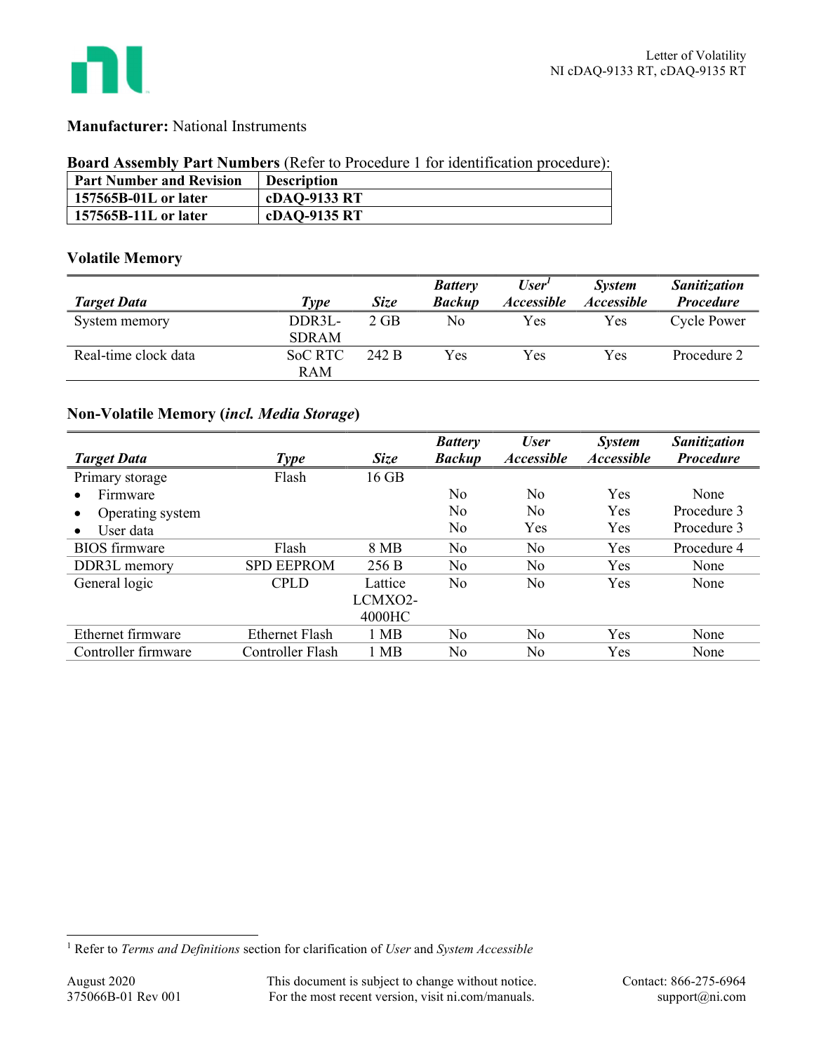**Manufacturer:** National Instruments

**Board Assembly Part Numbers** (Refer to Procedure 1 for identification procedure):

| Part Number and Revision | Description |
|---|---|
| **157565B-01L or later** | **cDAQ-9133 RT** |
| **157565B-11L or later** | **cDAQ-9135 RT** |

### Volatile Memory

| *Target Data* | *Type* | *Size* | *Battery Backup* | *User[1] Accessible* | *System Accessible* | *Sanitization Procedure* |
|---|---|---|---|---|---|---|
| System memory | DDR3L-SDRAM | 2 GB | No | Yes | Yes | Cycle Power |
| Real-time clock data | SoC RTC RAM | 242 B | Yes | Yes | Yes | Procedure 2 |

### Non-Volatile Memory (*incl. Media Storage*)

| *Target Data* | *Type* | *Size* | *Battery Backup* | *User Accessible* | *System Accessible* | *Sanitization Procedure* |
|---|---|---|---|---|---|---|
| Primary storage | Flash | 16 GB | | | | |
| • Firmware | | | No | No | Yes | None |
| • Operating system | | | No | No | Yes | Procedure 3 |
| • User data | | | No | Yes | Yes | Procedure 3 |
| BIOS firmware | Flash | 8 MB | No | No | Yes | Procedure 4 |
| DDR3L memory | SPD EEPROM | 256 B | No | No | Yes | None |
| General logic | CPLD | Lattice LCMXO2-4000HC | No | No | Yes | None |
| Ethernet firmware | Ethernet Flash | 1 MB | No | No | Yes | None |
| Controller firmware | Controller Flash | 1 MB | No | No | Yes | None |

[1] Refer to *Terms and Definitions* section for clarification of *User* and *System Accessible*

August 2020
375066B-01 Rev 001

This document is subject to change without notice. For the most recent version, visit ni.com/manuals.

Contact: 866-275-6964
support@ni.com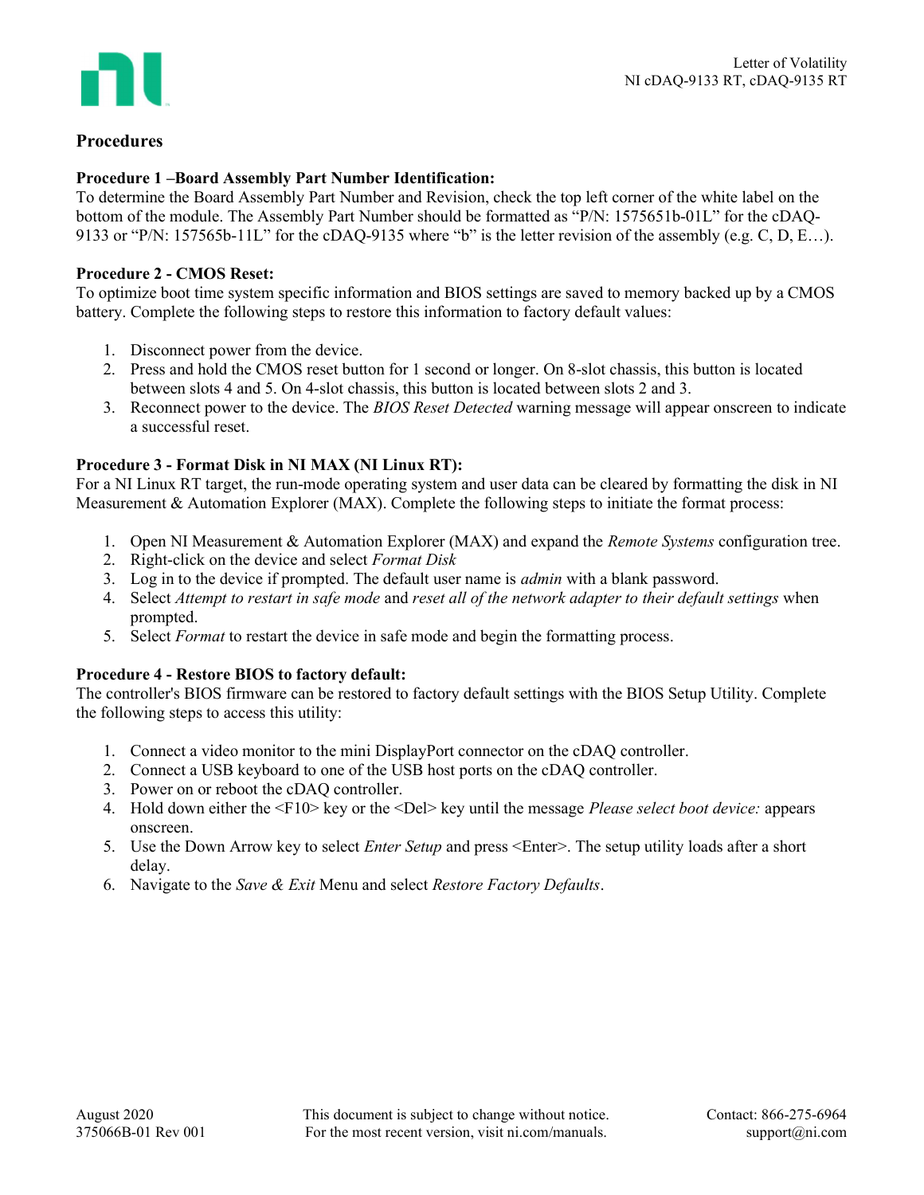## Procedures

### Procedure 1 –Board Assembly Part Number Identification:

To determine the Board Assembly Part Number and Revision, check the top left corner of the white label on the bottom of the module. The Assembly Part Number should be formatted as "P/N: 1575651b-01L" for the cDAQ-9133 or "P/N: 157565b-11L" for the cDAQ-9135 where "b" is the letter revision of the assembly (e.g. C, D, E…).

### Procedure 2 - CMOS Reset:

To optimize boot time system specific information and BIOS settings are saved to memory backed up by a CMOS battery. Complete the following steps to restore this information to factory default values:

1. Disconnect power from the device.
2. Press and hold the CMOS reset button for 1 second or longer. On 8-slot chassis, this button is located between slots 4 and 5. On 4-slot chassis, this button is located between slots 2 and 3.
3. Reconnect power to the device. The *BIOS Reset Detected* warning message will appear onscreen to indicate a successful reset.

### Procedure 3 - Format Disk in NI MAX (NI Linux RT):

For a NI Linux RT target, the run-mode operating system and user data can be cleared by formatting the disk in NI Measurement & Automation Explorer (MAX). Complete the following steps to initiate the format process:

1. Open NI Measurement & Automation Explorer (MAX) and expand the *Remote Systems* configuration tree.
2. Right-click on the device and select *Format Disk*
3. Log in to the device if prompted. The default user name is *admin* with a blank password.
4. Select *Attempt to restart in safe mode* and *reset all of the network adapter to their default settings* when prompted.
5. Select *Format* to restart the device in safe mode and begin the formatting process.

### Procedure 4 - Restore BIOS to factory default:

The controller's BIOS firmware can be restored to factory default settings with the BIOS Setup Utility. Complete the following steps to access this utility:

1. Connect a video monitor to the mini DisplayPort connector on the cDAQ controller.
2. Connect a USB keyboard to one of the USB host ports on the cDAQ controller.
3. Power on or reboot the cDAQ controller.
4. Hold down either the <F10> key or the <Del> key until the message *Please select boot device:* appears onscreen.
5. Use the Down Arrow key to select *Enter Setup* and press <Enter>. The setup utility loads after a short delay.
6. Navigate to the *Save & Exit* Menu and select *Restore Factory Defaults*.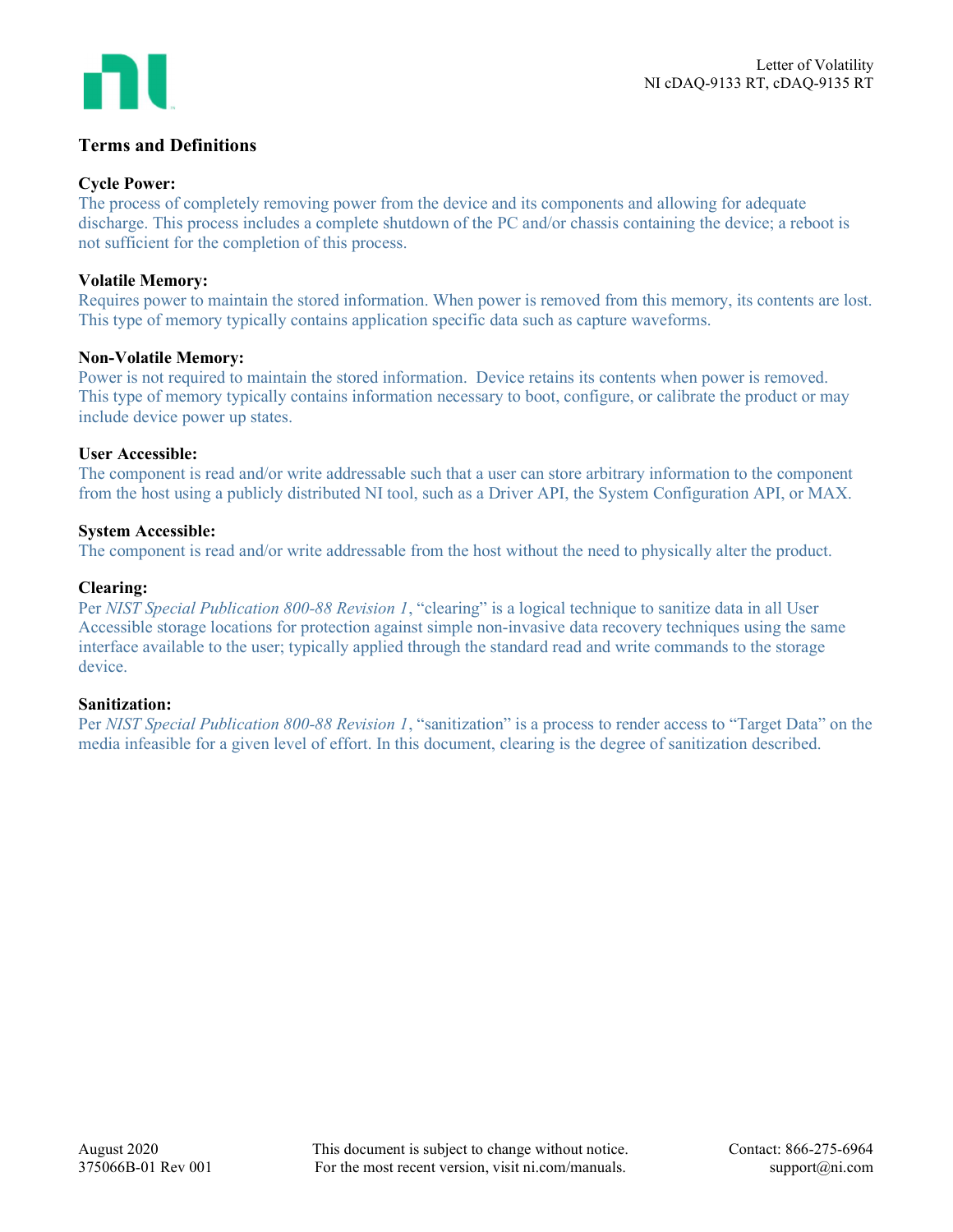## Terms and Definitions

**Cycle Power:**
The process of completely removing power from the device and its components and allowing for adequate discharge. This process includes a complete shutdown of the PC and/or chassis containing the device; a reboot is not sufficient for the completion of this process.

**Volatile Memory:**
Requires power to maintain the stored information. When power is removed from this memory, its contents are lost. This type of memory typically contains application specific data such as capture waveforms.

**Non-Volatile Memory:**
Power is not required to maintain the stored information. Device retains its contents when power is removed. This type of memory typically contains information necessary to boot, configure, or calibrate the product or may include device power up states.

**User Accessible:**
The component is read and/or write addressable such that a user can store arbitrary information to the component from the host using a publicly distributed NI tool, such as a Driver API, the System Configuration API, or MAX.

**System Accessible:**
The component is read and/or write addressable from the host without the need to physically alter the product.

**Clearing:**
Per *NIST Special Publication 800-88 Revision 1*, "clearing" is a logical technique to sanitize data in all User Accessible storage locations for protection against simple non-invasive data recovery techniques using the same interface available to the user; typically applied through the standard read and write commands to the storage device.

**Sanitization:**
Per *NIST Special Publication 800-88 Revision 1*, "sanitization" is a process to render access to "Target Data" on the media infeasible for a given level of effort. In this document, clearing is the degree of sanitization described.